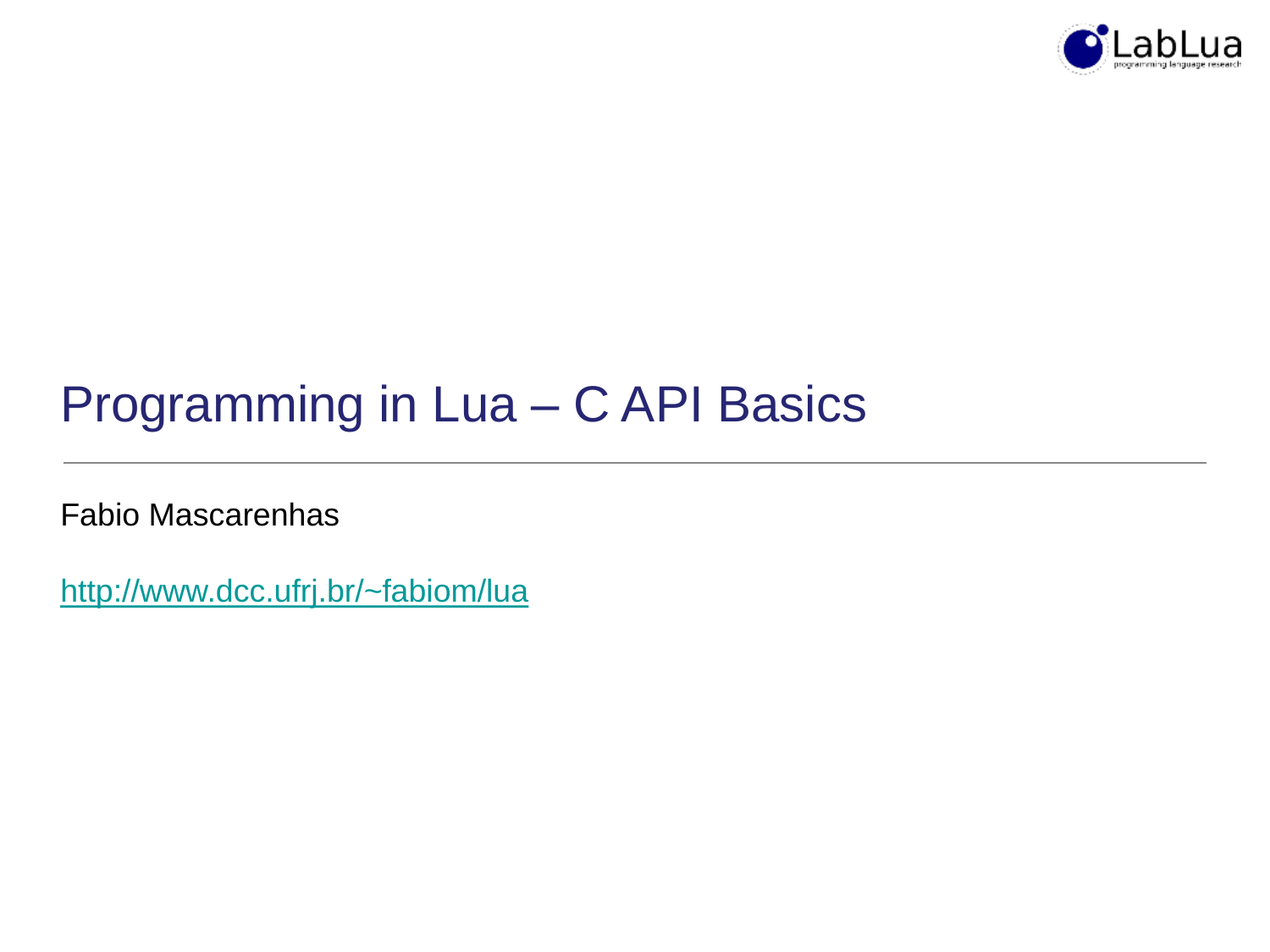# Programming in Lua – C API Basics

Fabio Mascarenhas

http://www.dcc.ufrj.br/~fabiom/lua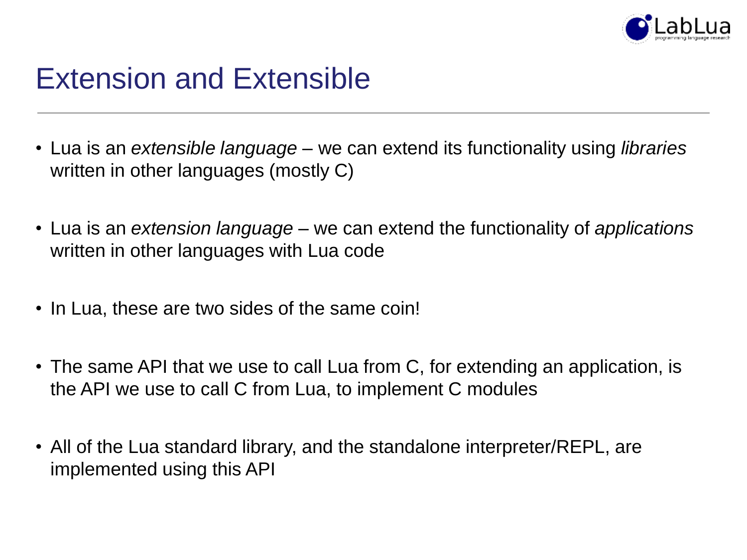# Extension and Extensible

- Lua is an *extensible language* – we can extend its functionality using *libraries* written in other languages (mostly C)

- Lua is an *extension language* – we can extend the functionality of *applications* written in other languages with Lua code

- In Lua, these are two sides of the same coin!

- The same API that we use to call Lua from C, for extending an application, is the API we use to call C from Lua, to implement C modules

- All of the Lua standard library, and the standalone interpreter/REPL, are implemented using this API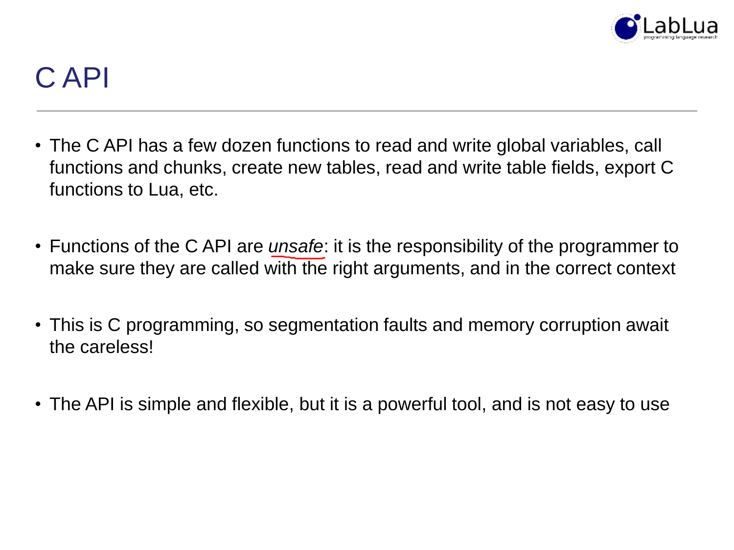# C API

- The C API has a few dozen functions to read and write global variables, call functions and chunks, create new tables, read and write table fields, export C functions to Lua, etc.

- Functions of the C API are *unsafe*: it is the responsibility of the programmer to make sure they are called with the right arguments, and in the correct context

- This is C programming, so segmentation faults and memory corruption await the careless!

- The API is simple and flexible, but it is a powerful tool, and is not easy to use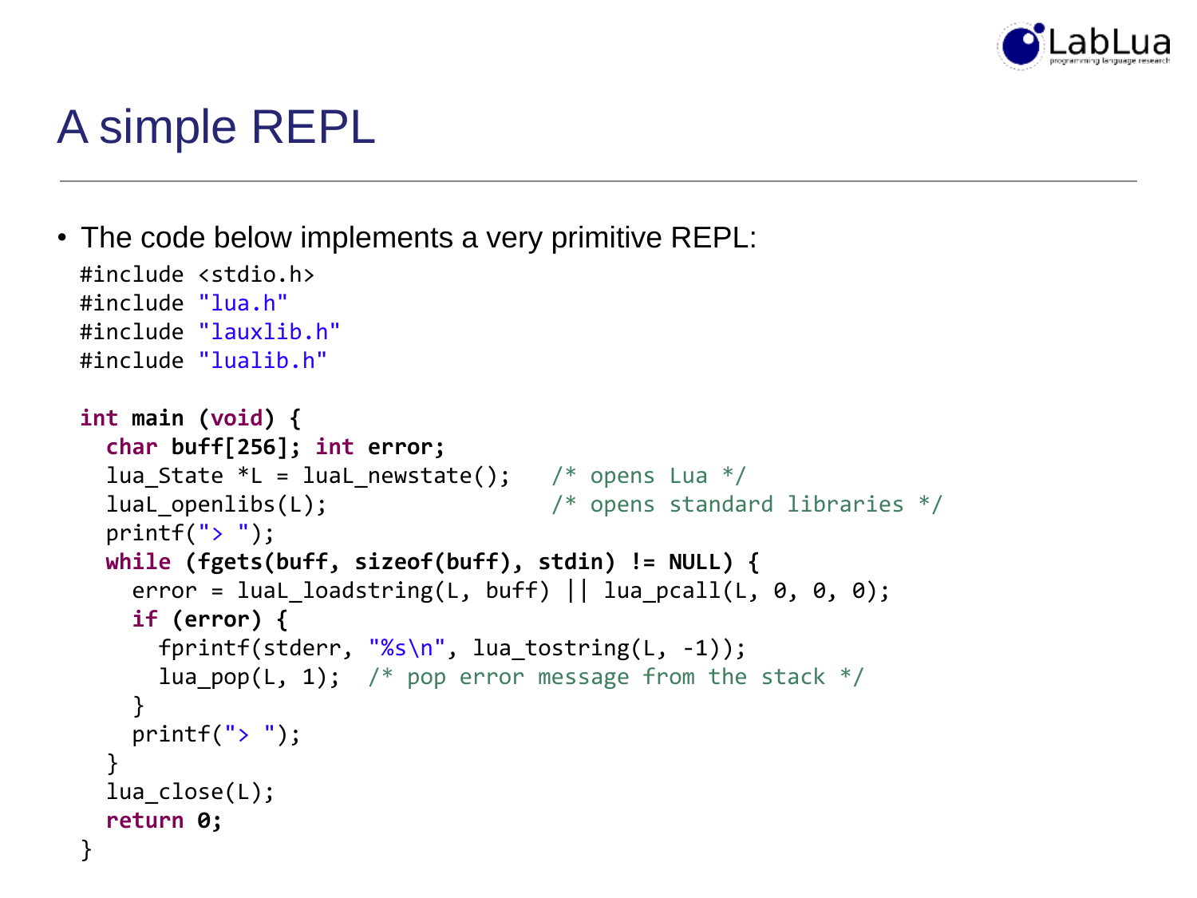# A simple REPL

- The code below implements a very primitive REPL:

```c
#include <stdio.h>
#include "lua.h"
#include "lauxlib.h"
#include "lualib.h"

int main (void) {
  char buff[256]; int error;
  lua_State *L = luaL_newstate();   /* opens Lua */
  luaL_openlibs(L);                 /* opens standard libraries */
  printf("> ");
  while (fgets(buff, sizeof(buff), stdin) != NULL) {
    error = luaL_loadstring(L, buff) || lua_pcall(L, 0, 0, 0);
    if (error) {
      fprintf(stderr, "%s\n", lua_tostring(L, -1));
      lua_pop(L, 1);  /* pop error message from the stack */
    }
    printf("> ");
  }
  lua_close(L);
  return 0;
}
```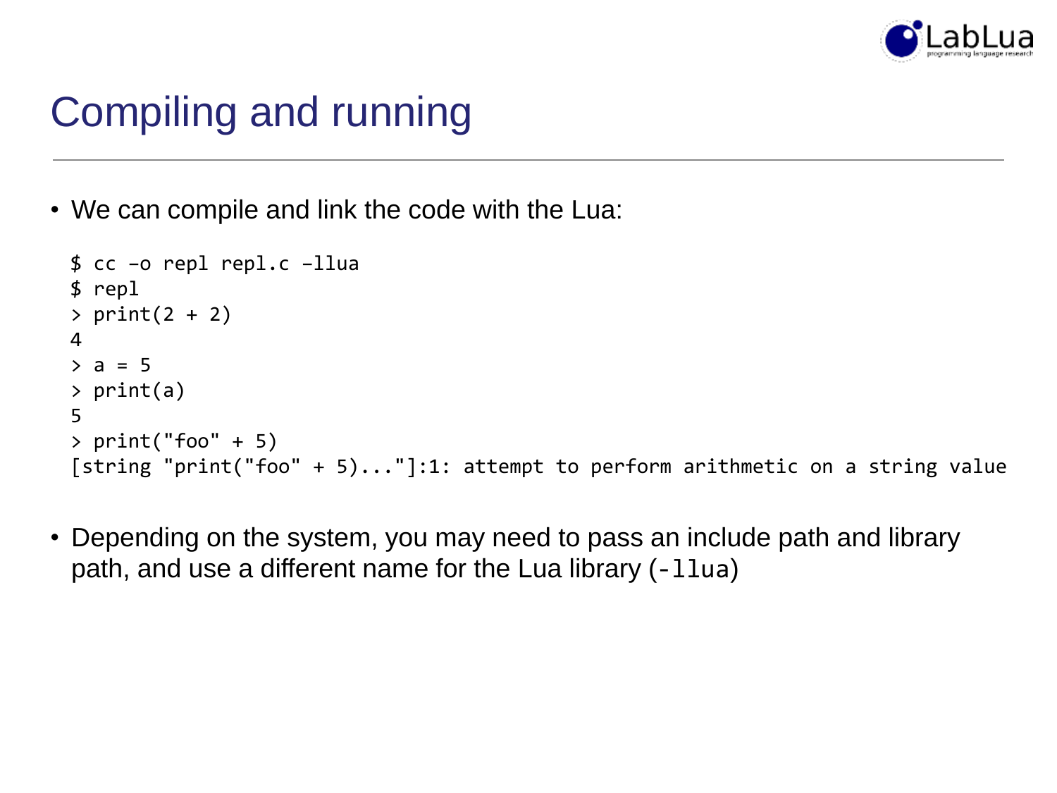# Compiling and running

- We can compile and link the code with the Lua:

```
$ cc –o repl repl.c –llua
$ repl
> print(2 + 2)
4
> a = 5
> print(a)
5
> print("foo" + 5)
[string "print("foo" + 5)..."]:1: attempt to perform arithmetic on a string value
```

- Depending on the system, you may need to pass an include path and library path, and use a different name for the Lua library (`-llua`)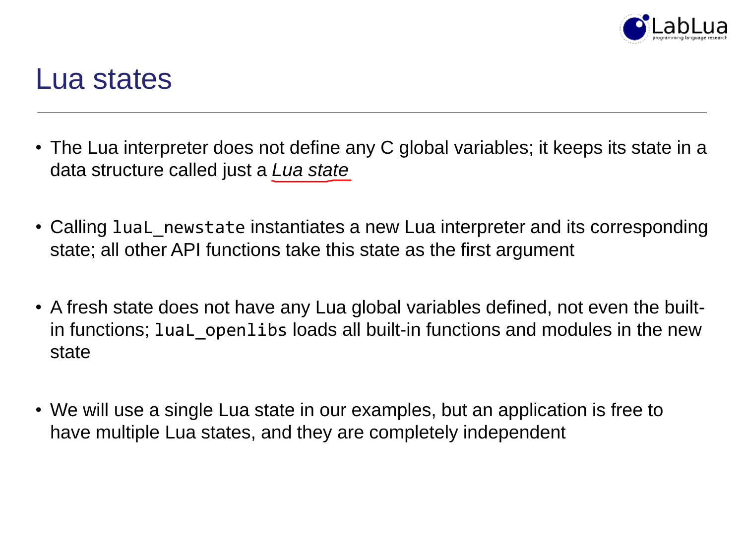# Lua states

- The Lua interpreter does not define any C global variables; it keeps its state in a data structure called just a *Lua state*

- Calling `luaL_newstate` instantiates a new Lua interpreter and its corresponding state; all other API functions take this state as the first argument

- A fresh state does not have any Lua global variables defined, not even the built-in functions; `luaL_openlibs` loads all built-in functions and modules in the new state

- We will use a single Lua state in our examples, but an application is free to have multiple Lua states, and they are completely independent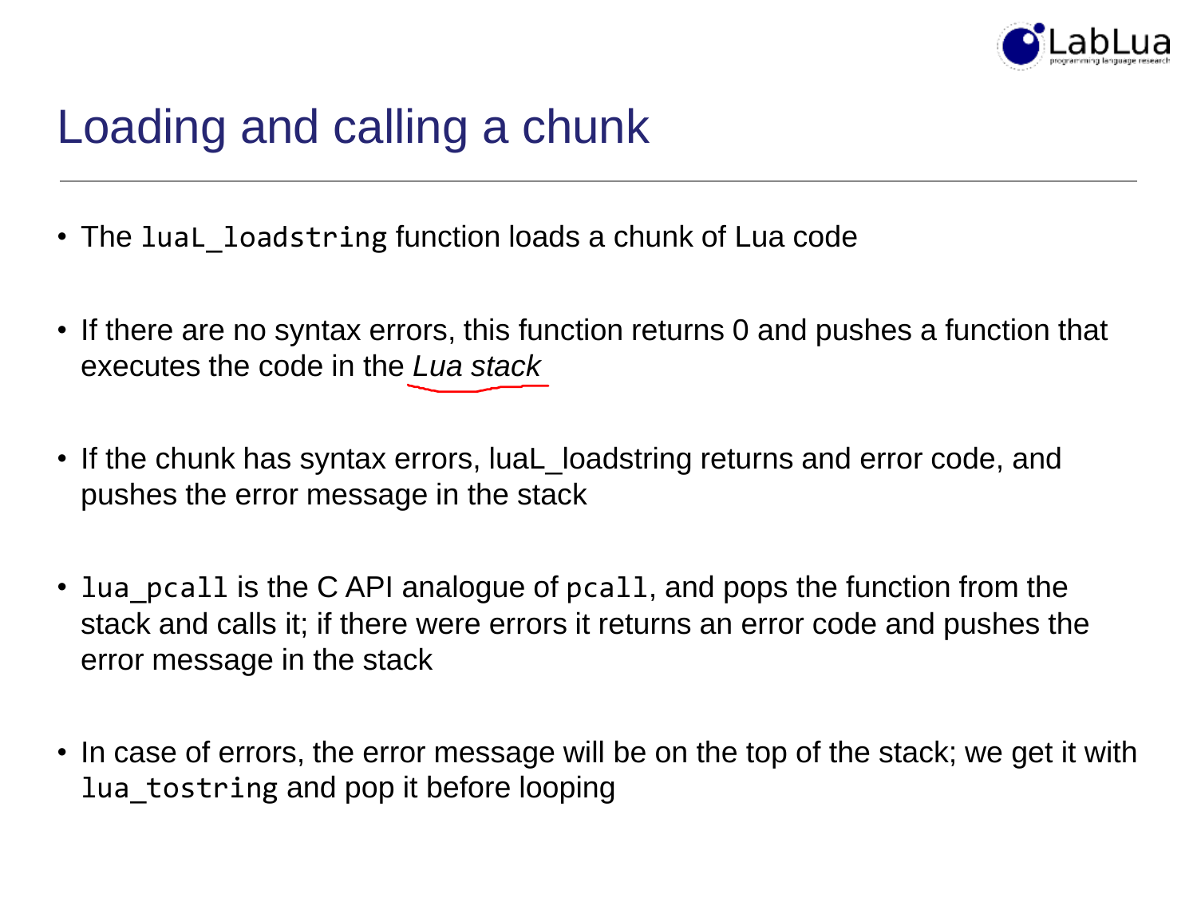# Loading and calling a chunk

- The `luaL_loadstring` function loads a chunk of Lua code
- If there are no syntax errors, this function returns 0 and pushes a function that executes the code in the *Lua stack*
- If the chunk has syntax errors, luaL_loadstring returns and error code, and pushes the error message in the stack
- `lua_pcall` is the C API analogue of `pcall`, and pops the function from the stack and calls it; if there were errors it returns an error code and pushes the error message in the stack
- In case of errors, the error message will be on the top of the stack; we get it with `lua_tostring` and pop it before looping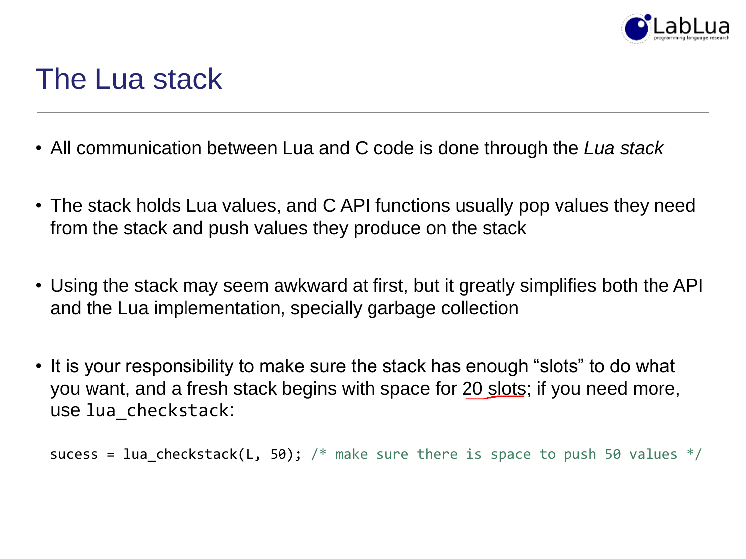# The Lua stack

- All communication between Lua and C code is done through the *Lua stack*
- The stack holds Lua values, and C API functions usually pop values they need from the stack and push values they produce on the stack
- Using the stack may seem awkward at first, but it greatly simplifies both the API and the Lua implementation, specially garbage collection
- It is your responsibility to make sure the stack has enough "slots" to do what you want, and a fresh stack begins with space for 20 slots; if you need more, use `lua_checkstack`:

```
sucess = lua_checkstack(L, 50); /* make sure there is space to push 50 values */
```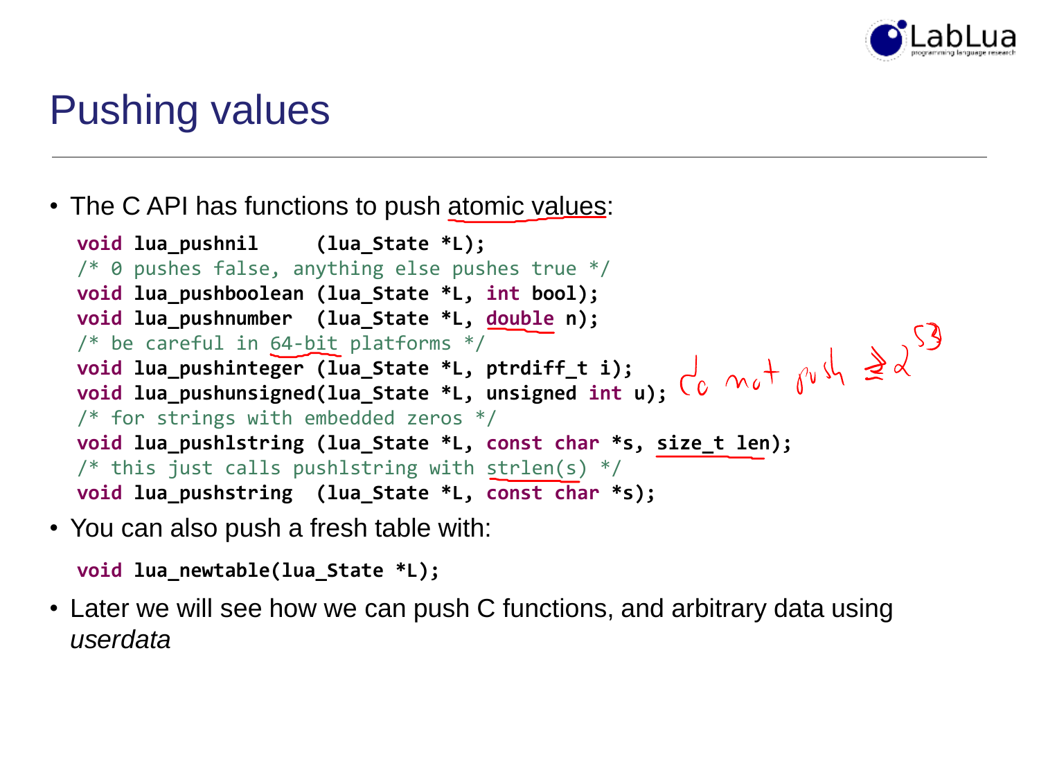# Pushing values

- The C API has functions to push atomic values:

```
void lua_pushnil     (lua_State *L);
/* 0 pushes false, anything else pushes true */
void lua_pushboolean (lua_State *L, int bool);
void lua_pushnumber  (lua_State *L, double n);
/* be careful in 64-bit platforms */
void lua_pushinteger (lua_State *L, ptrdiff_t i);
void lua_pushunsigned(lua_State *L, unsigned int u);
/* for strings with embedded zeros */
void lua_pushlstring (lua_State *L, const char *s, size_t len);
/* this just calls pushlstring with strlen(s) */
void lua_pushstring  (lua_State *L, const char *s);
```

do not push $\geq 2^{53}$

- You can also push a fresh table with:

```
void lua_newtable(lua_State *L);
```

- Later we will see how we can push C functions, and arbitrary data using *userdata*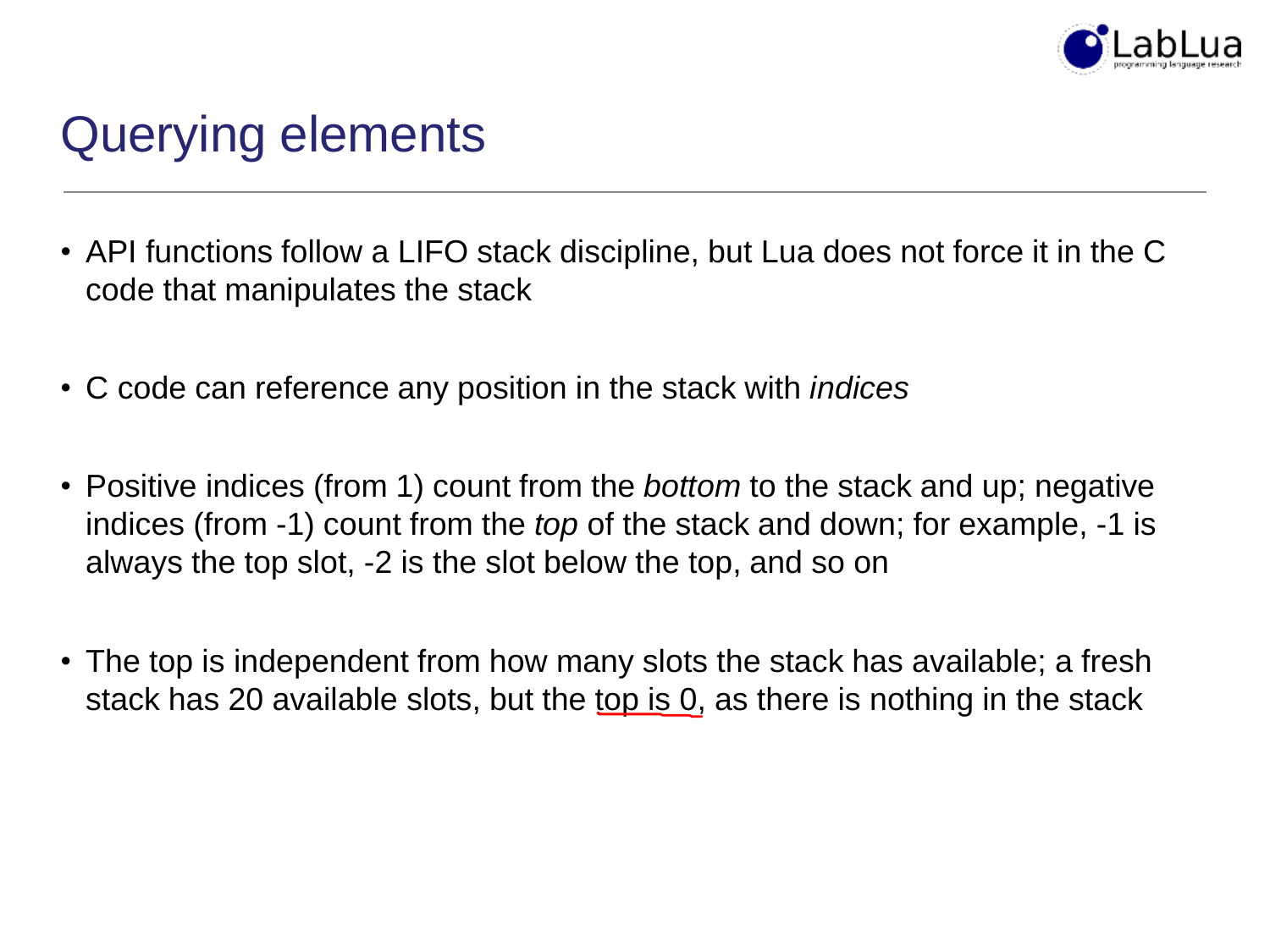# Querying elements

- API functions follow a LIFO stack discipline, but Lua does not force it in the C code that manipulates the stack
- C code can reference any position in the stack with *indices*
- Positive indices (from 1) count from the *bottom* to the stack and up; negative indices (from -1) count from the *top* of the stack and down; for example, -1 is always the top slot, -2 is the slot below the top, and so on
- The top is independent from how many slots the stack has available; a fresh stack has 20 available slots, but the top is 0, as there is nothing in the stack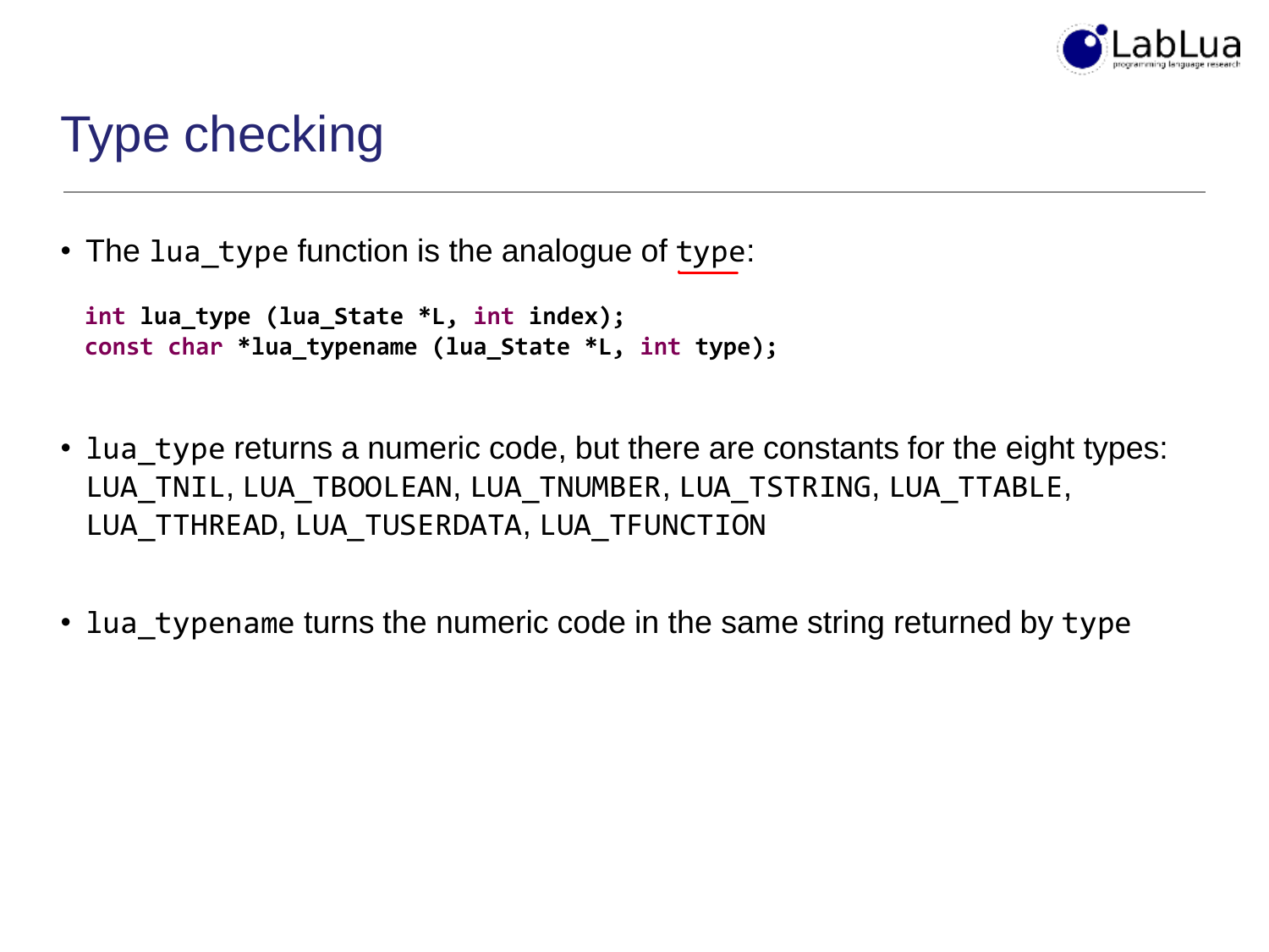# Type checking

- The `lua_type` function is the analogue of `type`:

```
int lua_type (lua_State *L, int index);
const char *lua_typename (lua_State *L, int type);
```

- `lua_type` returns a numeric code, but there are constants for the eight types: `LUA_TNIL`, `LUA_TBOOLEAN`, `LUA_TNUMBER`, `LUA_TSTRING`, `LUA_TTABLE`, `LUA_TTHREAD`, `LUA_TUSERDATA`, `LUA_TFUNCTION`

- `lua_typename` turns the numeric code in the same string returned by `type`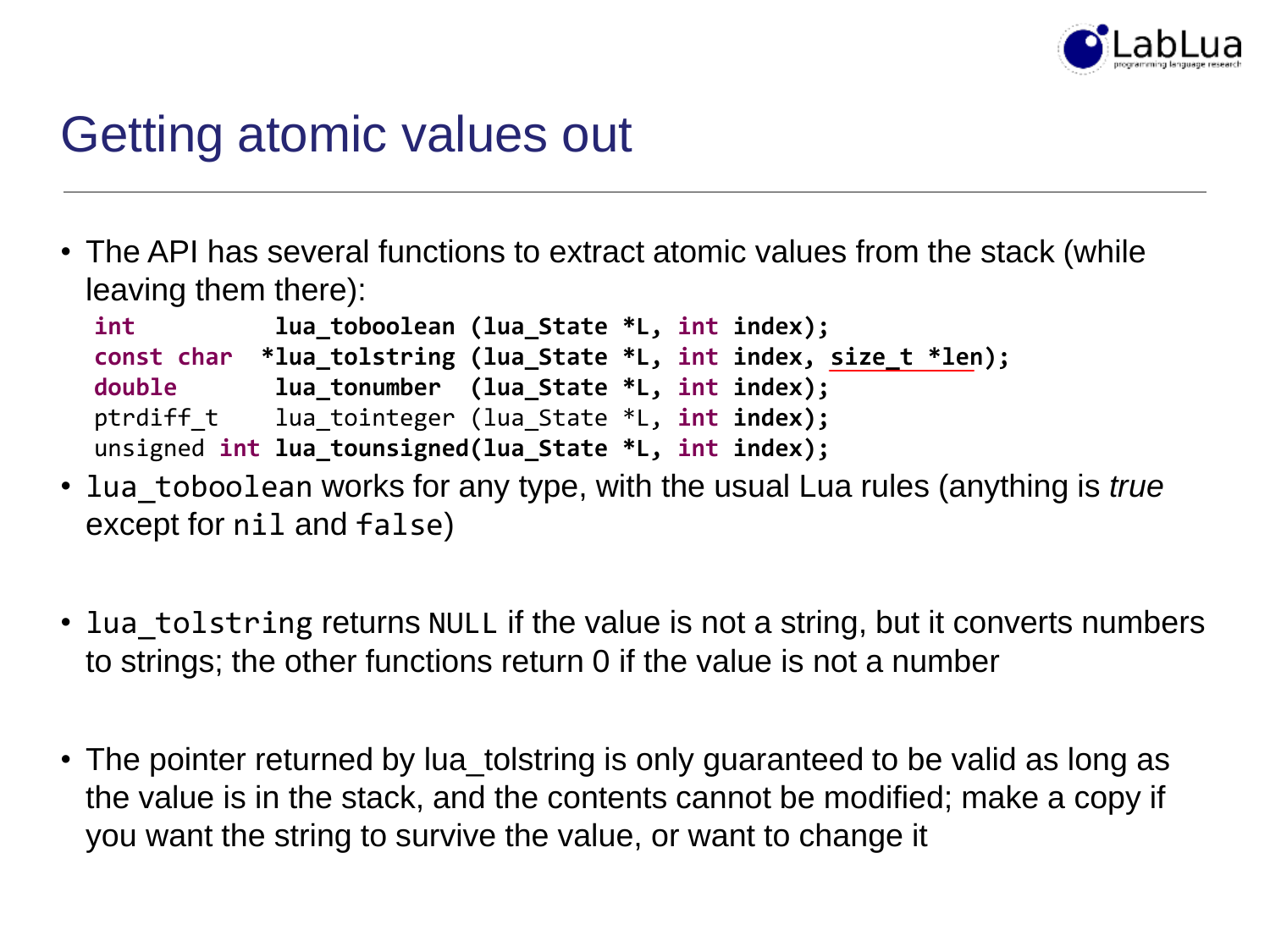# Getting atomic values out

- The API has several functions to extract atomic values from the stack (while leaving them there):

```
int           lua_toboolean (lua_State *L, int index);
const char   *lua_tolstring (lua_State *L, int index, size_t *len);
double        lua_tonumber  (lua_State *L, int index);
ptrdiff_t     lua_tointeger (lua_State *L, int index);
unsigned int lua_tounsigned(lua_State *L, int index);
```

- `lua_toboolean` works for any type, with the usual Lua rules (anything is *true* except for `nil` and `false`)
- `lua_tolstring` returns `NULL` if the value is not a string, but it converts numbers to strings; the other functions return 0 if the value is not a number
- The pointer returned by lua_tolstring is only guaranteed to be valid as long as the value is in the stack, and the contents cannot be modified; make a copy if you want the string to survive the value, or want to change it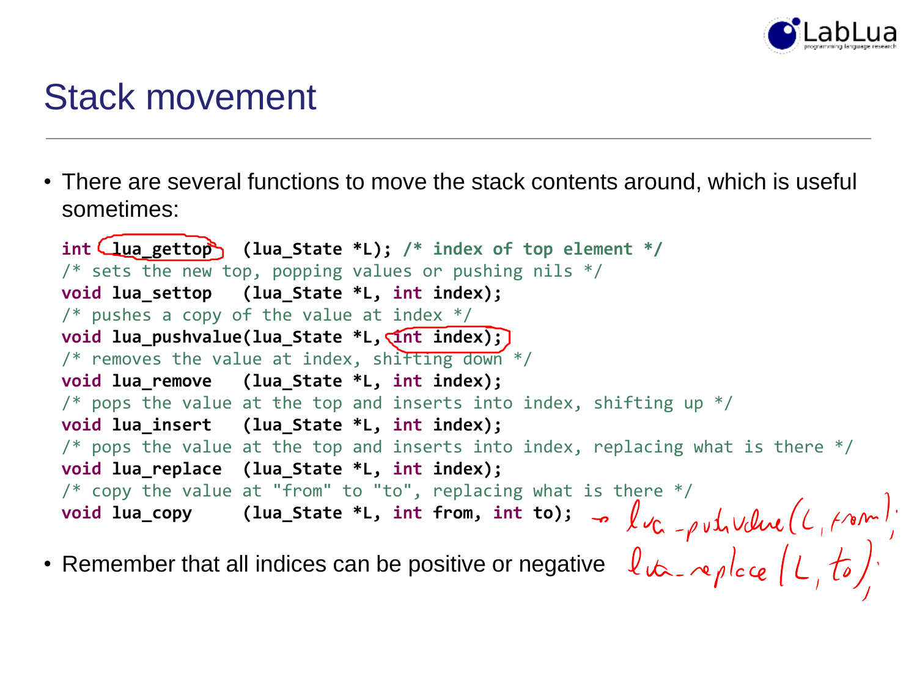# Stack movement

- There are several functions to move the stack contents around, which is useful sometimes:

```
int  lua_gettop    (lua_State *L); /* index of top element */
/* sets the new top, popping values or pushing nils */
void lua_settop    (lua_State *L, int index);
/* pushes a copy of the value at index */
void lua_pushvalue(lua_State *L, int index);
/* removes the value at index, shifting down */
void lua_remove    (lua_State *L, int index);
/* pops the value at the top and inserts into index, shifting up */
void lua_insert    (lua_State *L, int index);
/* pops the value at the top and inserts into index, replacing what is there */
void lua_replace   (lua_State *L, int index);
/* copy the value at "from" to "to", replacing what is there */
void lua_copy      (lua_State *L, int from, int to);
```

→ lua_pushvalue(L, from);
lua_replace(L, to);

- Remember that all indices can be positive or negative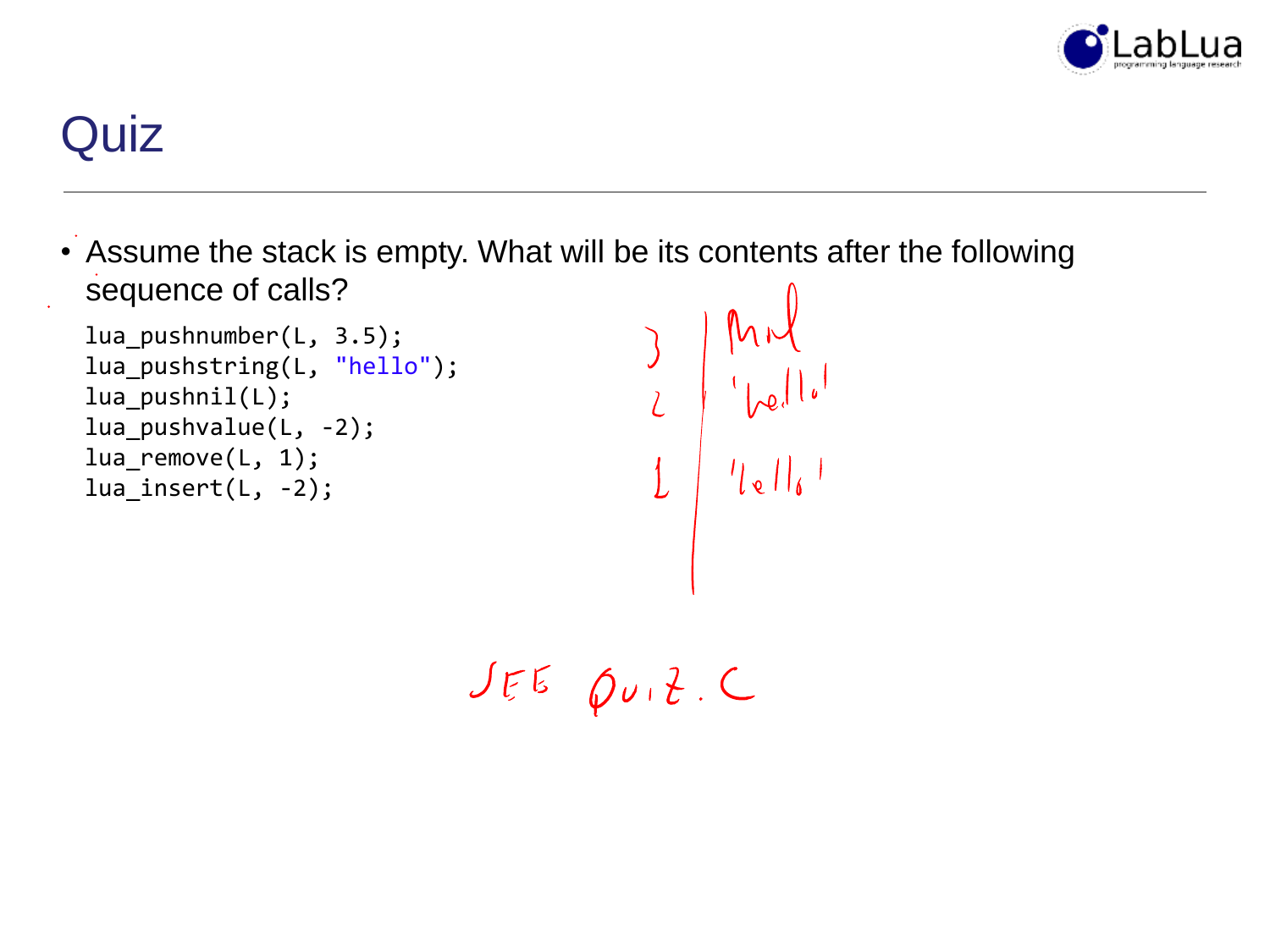# Quiz

- Assume the stack is empty. What will be its contents after the following sequence of calls?

```
lua_pushnumber(L, 3.5);
lua_pushstring(L, "hello");
lua_pushnil(L);
lua_pushvalue(L, -2);
lua_remove(L, 1);
lua_insert(L, -2);
```

3 | nil

2 | 'hello'

1 | 'hello'

SEE Quiz.C